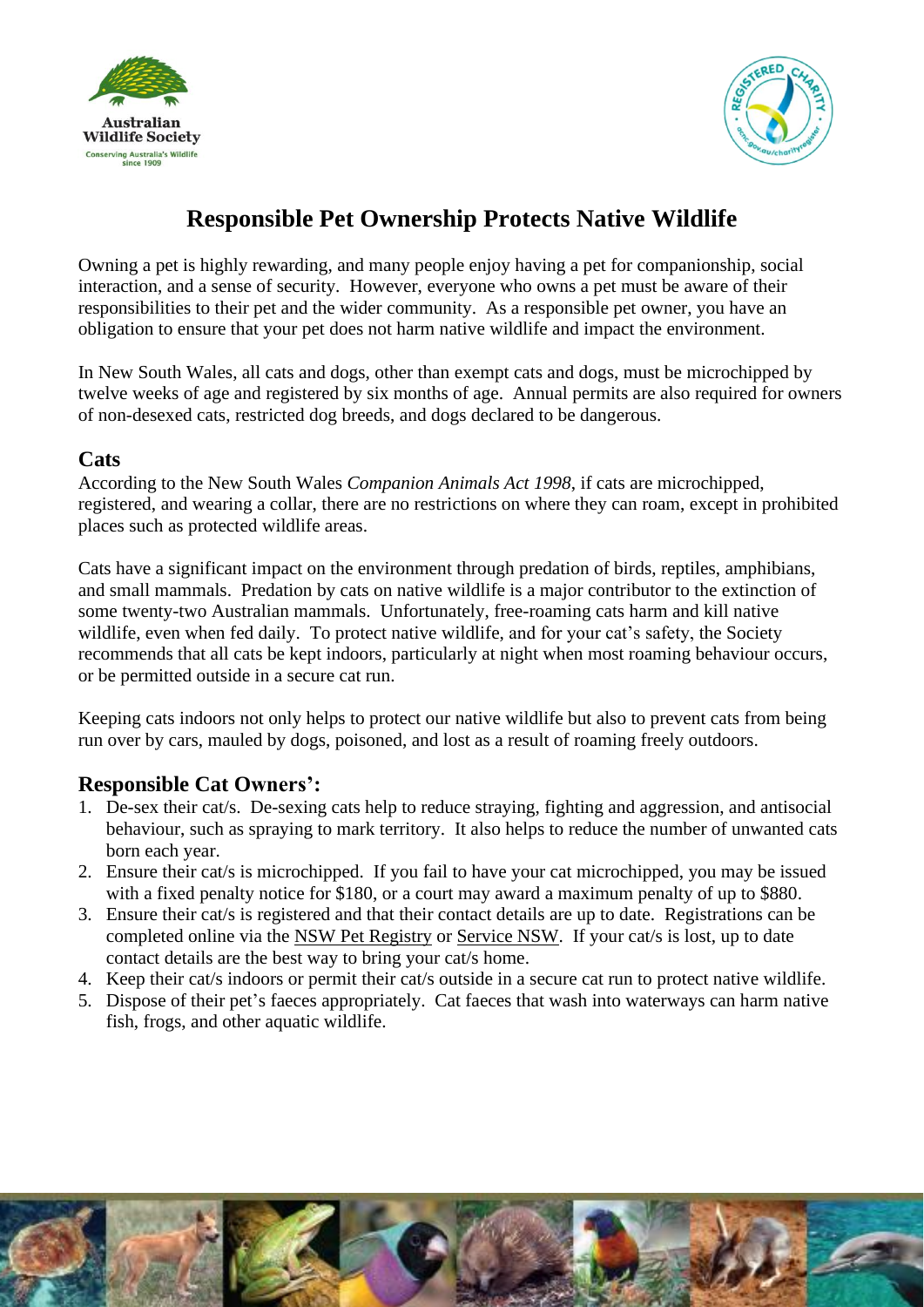# Responsible Pet Ownership Protects Native Wildlife

Owning a pet is highly rewarding, and many people enjoy having a pet for companionship, social interaction, and a sense of security. However, everyone who owns a pet must be aware of their responsibilities to their pet and the wider community. As a responsible pet owner, you have an obligation to ensure that your pet does not harm native wildlife and impact the environment.

In New South Wales, all cats and dogs, other than exempt cats and dogs, must be microchipped by twelve weeks of age and registered by six months of age. Annual permits are also required for owners of non-desexed cats, restricted dog breeds, and dogs declared to be dangerous.

## Cats

According to the New South Wales *Companion Animals Act 1998*, if cats are microchipped, registered, and wearing a collar, there are no restrictions on where they can roam, except in prohibited places such as protected wildlife areas.

Cats have a significant impact on the environment through predation of birds, reptiles, amphibians, and small mammals. Predation by cats on native wildlife is a major contributor to the extinction of some twenty-two Australian mammals. Unfortunately, free-roaming cats harm and kill native wildlife, even when fed daily. To protect native wildlife, and for your cat's safety, the Society recommends that all cats be kept indoors, particularly at night when most roaming behaviour occurs, or be permitted outside in a secure cat run.

Keeping cats indoors not only helps to protect our native wildlife but also to prevent cats from being run over by cars, mauled by dogs, poisoned, and lost as a result of roaming freely outdoors.

## Responsible Cat Owners':

1. De-sex their cat/s. De-sexing cats help to reduce straying, fighting and aggression, and antisocial behaviour, such as spraying to mark territory. It also helps to reduce the number of unwanted cats born each year.
2. Ensure their cat/s is microchipped. If you fail to have your cat microchipped, you may be issued with a fixed penalty notice for $180, or a court may award a maximum penalty of up to $880.
3. Ensure their cat/s is registered and that their contact details are up to date. Registrations can be completed online via the NSW Pet Registry or Service NSW. If your cat/s is lost, up to date contact details are the best way to bring your cat/s home.
4. Keep their cat/s indoors or permit their cat/s outside in a secure cat run to protect native wildlife.
5. Dispose of their pet's faeces appropriately. Cat faeces that wash into waterways can harm native fish, frogs, and other aquatic wildlife.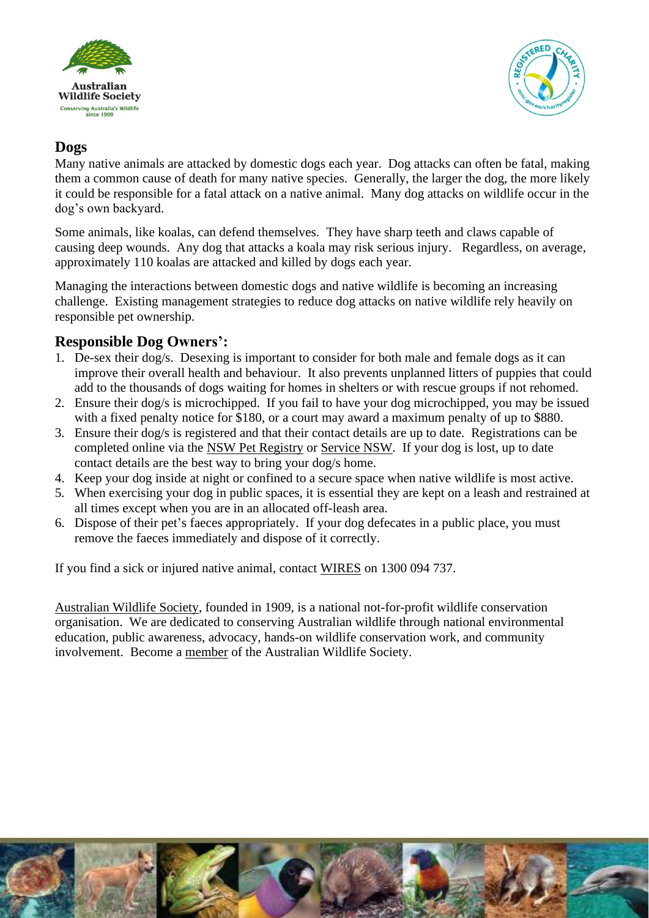## Dogs

Many native animals are attacked by domestic dogs each year. Dog attacks can often be fatal, making them a common cause of death for many native species. Generally, the larger the dog, the more likely it could be responsible for a fatal attack on a native animal. Many dog attacks on wildlife occur in the dog's own backyard.

Some animals, like koalas, can defend themselves. They have sharp teeth and claws capable of causing deep wounds. Any dog that attacks a koala may risk serious injury. Regardless, on average, approximately 110 koalas are attacked and killed by dogs each year.

Managing the interactions between domestic dogs and native wildlife is becoming an increasing challenge. Existing management strategies to reduce dog attacks on native wildlife rely heavily on responsible pet ownership.

## Responsible Dog Owners':

1. De-sex their dog/s. Desexing is important to consider for both male and female dogs as it can improve their overall health and behaviour. It also prevents unplanned litters of puppies that could add to the thousands of dogs waiting for homes in shelters or with rescue groups if not rehomed.
2. Ensure their dog/s is microchipped. If you fail to have your dog microchipped, you may be issued with a fixed penalty notice for $180, or a court may award a maximum penalty of up to $880.
3. Ensure their dog/s is registered and that their contact details are up to date. Registrations can be completed online via the NSW Pet Registry or Service NSW. If your dog is lost, up to date contact details are the best way to bring your dog/s home.
4. Keep your dog inside at night or confined to a secure space when native wildlife is most active.
5. When exercising your dog in public spaces, it is essential they are kept on a leash and restrained at all times except when you are in an allocated off-leash area.
6. Dispose of their pet's faeces appropriately. If your dog defecates in a public place, you must remove the faeces immediately and dispose of it correctly.

If you find a sick or injured native animal, contact WIRES on 1300 094 737.

Australian Wildlife Society, founded in 1909, is a national not-for-profit wildlife conservation organisation. We are dedicated to conserving Australian wildlife through national environmental education, public awareness, advocacy, hands-on wildlife conservation work, and community involvement. Become a member of the Australian Wildlife Society.